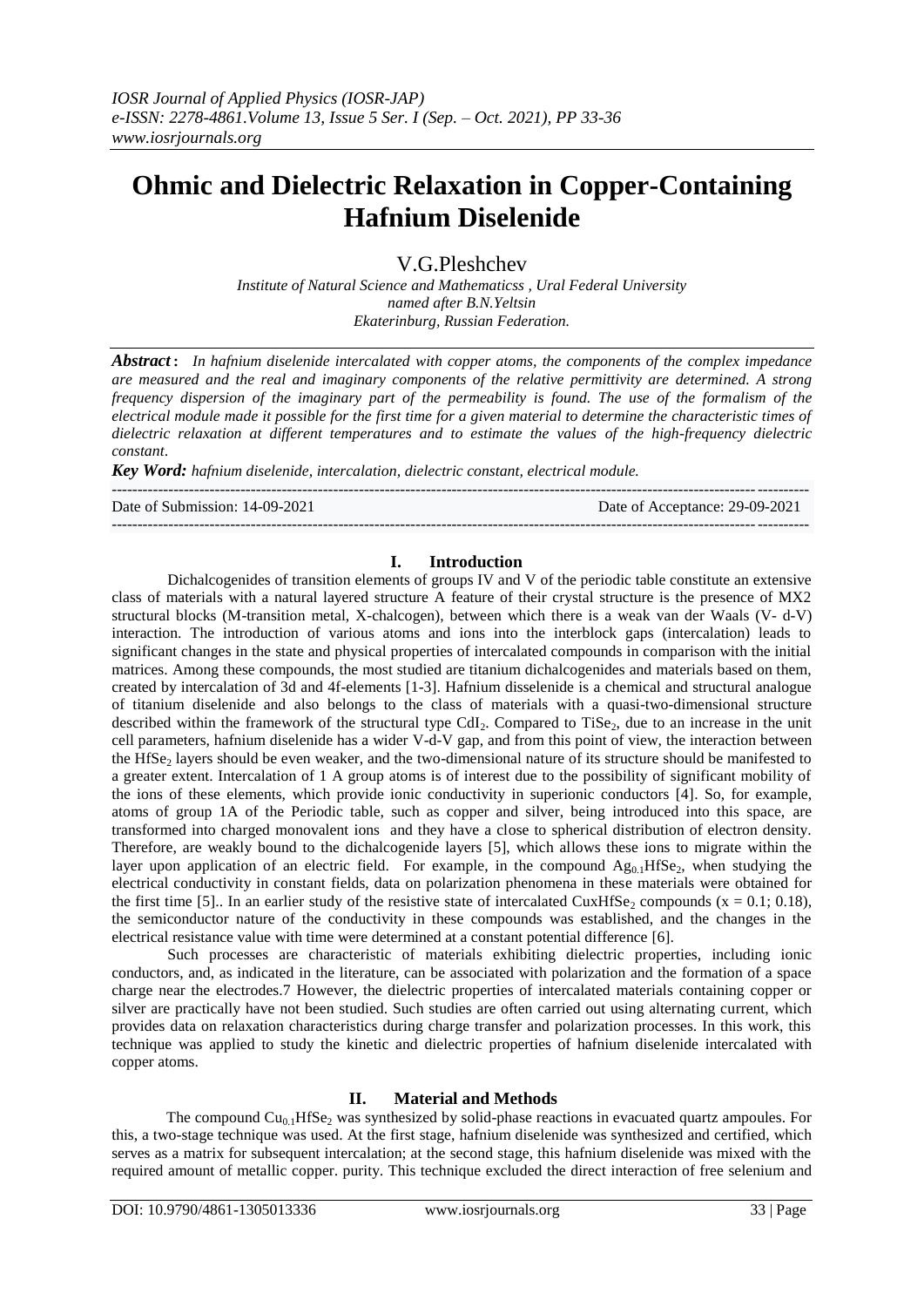# Ohmic and Dielectric Relaxation in Copper-Containing Hafnium Diselenide

V.G.Pleshchev

*Institute of Natural Science and Mathematicss , Ural Federal University named after B.N.Yeltsin Ekaterinburg, Russian Federation.*

***Abstract*:** *In hafnium diselenide intercalated with copper atoms, the components of the complex impedance are measured and the real and imaginary components of the relative permittivity are determined. A strong frequency dispersion of the imaginary part of the permeability is found. The use of the formalism of the electrical module made it possible for the first time for a given material to determine the characteristic times of dielectric relaxation at different temperatures and to estimate the values of the high-frequency dielectric constant.*

***Key Word:*** *hafnium diselenide, intercalation, dielectric constant, electrical module.*

Date of Submission: 14-09-2021 Date of Acceptance: 29-09-2021

## I. Introduction

Dichalcogenides of transition elements of groups IV and V of the periodic table constitute an extensive class of materials with a natural layered structure A feature of their crystal structure is the presence of MX2 structural blocks (M-transition metal, X-chalcogen), between which there is a weak van der Waals (V- d-V) interaction. The introduction of various atoms and ions into the interblock gaps (intercalation) leads to significant changes in the state and physical properties of intercalated compounds in comparison with the initial matrices. Among these compounds, the most studied are titanium dichalcogenides and materials based on them, created by intercalation of 3d and 4f-elements [1-3]. Hafnium disselenide is a chemical and structural analogue of titanium diselenide and also belongs to the class of materials with a quasi-two-dimensional structure described within the framework of the structural type $CdI_2$. Compared to $TiSe_2$, due to an increase in the unit cell parameters, hafnium diselenide has a wider V-d-V gap, and from this point of view, the interaction between the $HfSe_2$ layers should be even weaker, and the two-dimensional nature of its structure should be manifested to a greater extent. Intercalation of 1 A group atoms is of interest due to the possibility of significant mobility of the ions of these elements, which provide ionic conductivity in superionic conductors [4]. So, for example, atoms of group 1A of the Periodic table, such as copper and silver, being introduced into this space, are transformed into charged monovalent ions and they have a close to spherical distribution of electron density. Therefore, are weakly bound to the dichalcogenide layers [5], which allows these ions to migrate within the layer upon application of an electric field. For example, in the compound $Ag_{0.1}HfSe_2$, when studying the electrical conductivity in constant fields, data on polarization phenomena in these materials were obtained for the first time [5].. In an earlier study of the resistive state of intercalated $Cu_xHfSe_2$ compounds ($x = 0.1$; $0.18$), the semiconductor nature of the conductivity in these compounds was established, and the changes in the electrical resistance value with time were determined at a constant potential difference [6].

Such processes are characteristic of materials exhibiting dielectric properties, including ionic conductors, and, as indicated in the literature, can be associated with polarization and the formation of a space charge near the electrodes.7 However, the dielectric properties of intercalated materials containing copper or silver are practically have not been studied. Such studies are often carried out using alternating current, which provides data on relaxation characteristics during charge transfer and polarization processes. In this work, this technique was applied to study the kinetic and dielectric properties of hafnium diselenide intercalated with copper atoms.

## II. Material and Methods

The compound $Cu_{0.1}HfSe_2$ was synthesized by solid-phase reactions in evacuated quartz ampoules. For this, a two-stage technique was used. At the first stage, hafnium diselenide was synthesized and certified, which serves as a matrix for subsequent intercalation; at the second stage, this hafnium diselenide was mixed with the required amount of metallic copper. purity. This technique excluded the direct interaction of free selenium and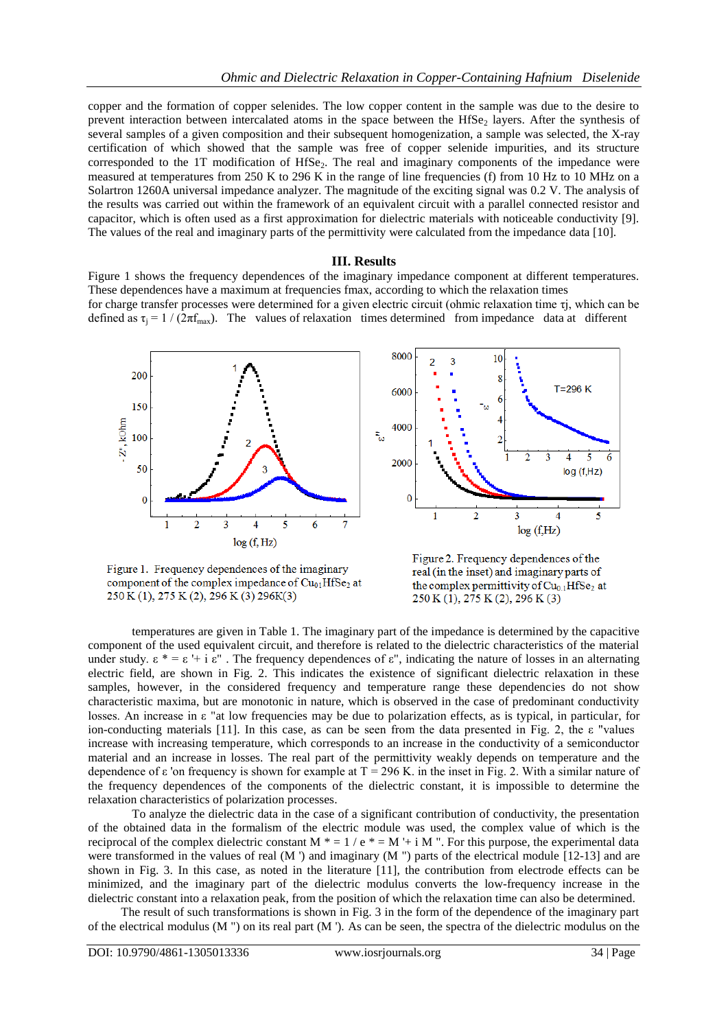copper and the formation of copper selenides. The low copper content in the sample was due to the desire to prevent interaction between intercalated atoms in the space between the $HfSe_2$ layers. After the synthesis of several samples of a given composition and their subsequent homogenization, a sample was selected, the X-ray certification of which showed that the sample was free of copper selenide impurities, and its structure corresponded to the 1T modification of $HfSe_2$. The real and imaginary components of the impedance were measured at temperatures from 250 K to 296 K in the range of line frequencies (f) from 10 Hz to 10 MHz on a Solartron 1260A universal impedance analyzer. The magnitude of the exciting signal was 0.2 V. The analysis of the results was carried out within the framework of an equivalent circuit with a parallel connected resistor and capacitor, which is often used as a first approximation for dielectric materials with noticeable conductivity [9]. The values of the real and imaginary parts of the permittivity were calculated from the impedance data [10].

## III. Results

Figure 1 shows the frequency dependences of the imaginary impedance component at different temperatures. These dependences have a maximum at frequencies fmax, according to which the relaxation times for charge transfer processes were determined for a given electric circuit (ohmic relaxation time τj, which can be defined as $\tau_j = 1 / (2\pi f_{max})$. The values of relaxation times determined from impedance data at different

Figure 1. Frequency dependences of the imaginary component of the complex impedance of $Cu_{01}HfSe_2$ at 250 K (1), 275 K (2), 296 K (3) 296K(3)

Figure 2. Frequency dependences of the real (in the inset) and imaginary parts of the complex permittivity of $Cu_{0.1}HfSe_2$ at 250 K (1), 275 K (2), 296 K (3)

temperatures are given in Table 1. The imaginary part of the impedance is determined by the capacitive component of the used equivalent circuit, and therefore is related to the dielectric characteristics of the material under study. $\varepsilon^* = \varepsilon' + i\,\varepsilon''$ . The frequency dependences of ε", indicating the nature of losses in an alternating electric field, are shown in Fig. 2. This indicates the existence of significant dielectric relaxation in these samples, however, in the considered frequency and temperature range these dependencies do not show characteristic maxima, but are monotonic in nature, which is observed in the case of predominant conductivity losses. An increase in ε "at low frequencies may be due to polarization effects, as is typical, in particular, for ion-conducting materials [11]. In this case, as can be seen from the data presented in Fig. 2, the ε "values increase with increasing temperature, which corresponds to an increase in the conductivity of a semiconductor material and an increase in losses. The real part of the permittivity weakly depends on temperature and the dependence of ε 'on frequency is shown for example at T = 296 K. in the inset in Fig. 2. With a similar nature of the frequency dependences of the components of the dielectric constant, it is impossible to determine the relaxation characteristics of polarization processes.

To analyze the dielectric data in the case of a significant contribution of conductivity, the presentation of the obtained data in the formalism of the electric module was used, the complex value of which is the reciprocal of the complex dielectric constant $M^* = 1 / \varepsilon^* = M' + i\,M''$. For this purpose, the experimental data were transformed in the values of real (M ') and imaginary (M ") parts of the electrical module [12-13] and are shown in Fig. 3. In this case, as noted in the literature [11], the contribution from electrode effects can be minimized, and the imaginary part of the dielectric modulus converts the low-frequency increase in the dielectric constant into a relaxation peak, from the position of which the relaxation time can also be determined.

The result of such transformations is shown in Fig. 3 in the form of the dependence of the imaginary part of the electrical modulus (M ") on its real part (M '). As can be seen, the spectra of the dielectric modulus on the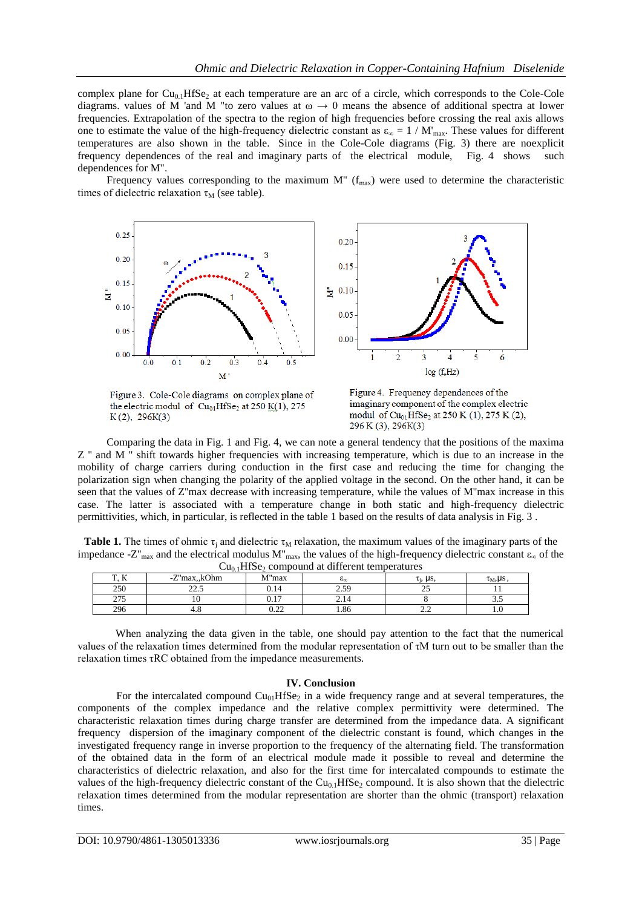complex plane for $Cu_{0.1}HfSe_2$ at each temperature are an arc of a circle, which corresponds to the Cole-Cole diagrams. values of M 'and M "to zero values at $\omega \rightarrow 0$ means the absence of additional spectra at lower frequencies. Extrapolation of the spectra to the region of high frequencies before crossing the real axis allows one to estimate the value of the high-frequency dielectric constant as $\varepsilon_\infty = 1 / M'_{max}$. These values for different temperatures are also shown in the table. Since in the Cole-Cole diagrams (Fig. 3) there are noexplicit frequency dependences of the real and imaginary parts of the electrical module, Fig. 4 shows such dependences for M".

Frequency values corresponding to the maximum M" ($f_{max}$) were used to determine the characteristic times of dielectric relaxation $\tau_M$ (see table).

Figure 3. Cole-Cole diagrams on complex plane of the electric modul of $Cu_{01}HfSe_2$ at 250 K(1), 275 K (2), 296K(3)

Figure 4. Frequency dependences of the imaginary component of the complex electric modul of $Cu_{01}HfSe_2$ at 250 K (1), 275 K (2), 296 K (3), 296K(3)

Comparing the data in Fig. 1 and Fig. 4, we can note a general tendency that the positions of the maxima Z " and M " shift towards higher frequencies with increasing temperature, which is due to an increase in the mobility of charge carriers during conduction in the first case and reducing the time for changing the polarization sign when changing the polarity of the applied voltage in the second. On the other hand, it can be seen that the values of Z"max decrease with increasing temperature, while the values of M"max increase in this case. The latter is associated with a temperature change in both static and high-frequency dielectric permittivities, which, in particular, is reflected in the table 1 based on the results of data analysis in Fig. 3 .

**Table 1.** The times of ohmic $\tau_j$ and dielectric $\tau_M$ relaxation, the maximum values of the imaginary parts of the impedance $-Z''_{max}$ and the electrical modulus $M''_{max}$, the values of the high-frequency dielectric constant $\varepsilon_\infty$ of the $Cu_{0.1}HfSe_2$ compound at different temperatures

| T, K | -Z"max,,kOhm | M"max | $\varepsilon_\infty$ | $\tau_j$, μs, | $\tau_M$,μs , |
|---|---|---|---|---|---|
| 250 | 22.5 | 0.14 | 2.59 | 25 | 11 |
| 275 | 10 | 0.17 | 2.14 | 8 | 3.5 |
| 296 | 4.8 | 0.22 | 1.86 | 2.2 | 1.0 |

When analyzing the data given in the table, one should pay attention to the fact that the numerical values of the relaxation times determined from the modular representation of τM turn out to be smaller than the relaxation times τRC obtained from the impedance measurements.

## IV. Conclusion

For the intercalated compound $Cu_{01}HfSe_2$ in a wide frequency range and at several temperatures, the components of the complex impedance and the relative complex permittivity were determined. The characteristic relaxation times during charge transfer are determined from the impedance data. A significant frequency dispersion of the imaginary component of the dielectric constant is found, which changes in the investigated frequency range in inverse proportion to the frequency of the alternating field. The transformation of the obtained data in the form of an electrical module made it possible to reveal and determine the characteristics of dielectric relaxation, and also for the first time for intercalated compounds to estimate the values of the high-frequency dielectric constant of the $Cu_{0.1}HfSe_2$ compound. It is also shown that the dielectric relaxation times determined from the modular representation are shorter than the ohmic (transport) relaxation times.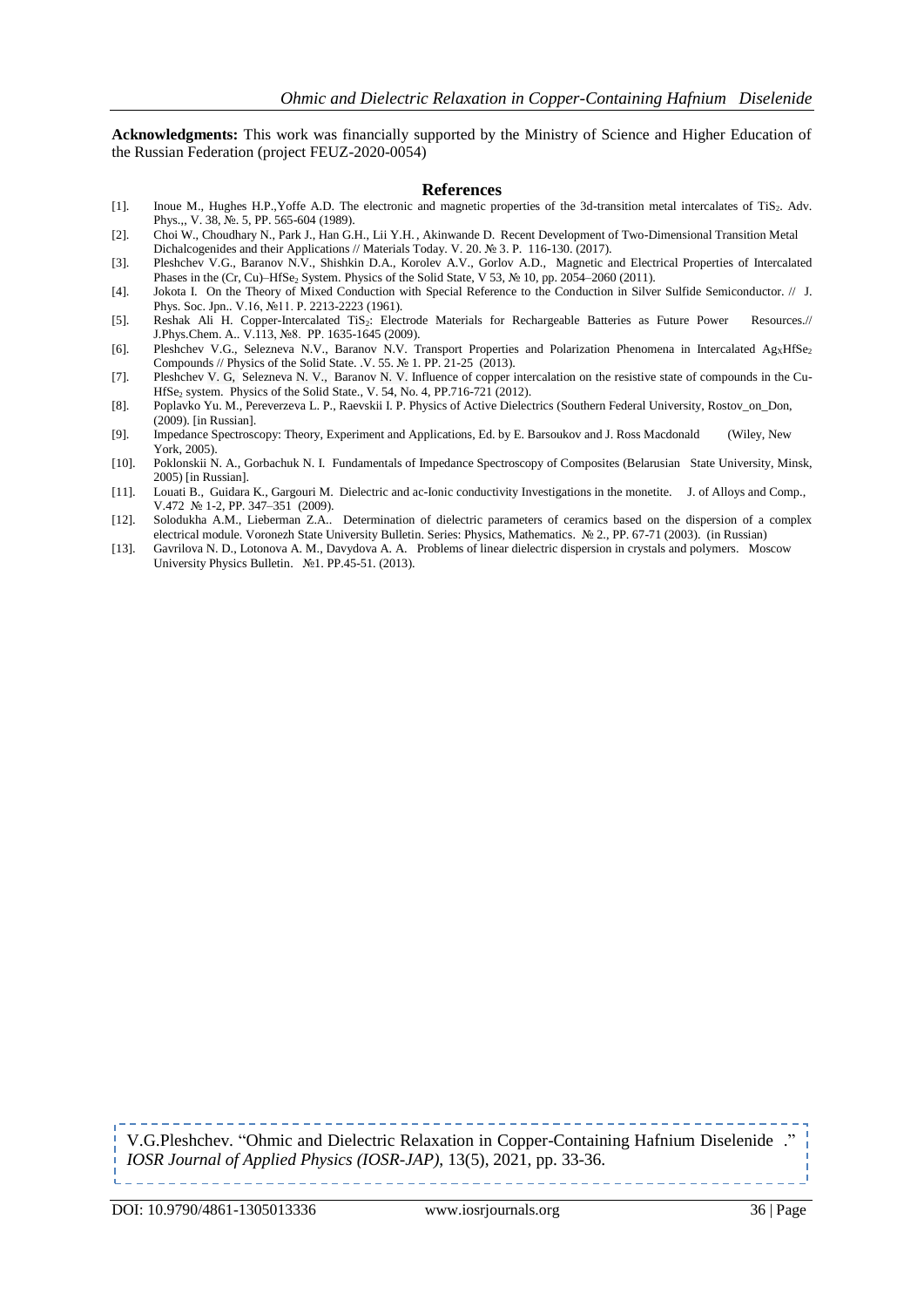**Acknowledgments:** This work was financially supported by the Ministry of Science and Higher Education of the Russian Federation (project FEUZ-2020-0054)

## References

[1]. Inoue M., Hughes H.P.,Yoffe A.D. The electronic and magnetic properties of the 3d-transition metal intercalates of $TiS_2$. Adv. Phys.,, V. 38, №. 5, PP. 565-604 (1989).

[2]. Choi W., Choudhary N., Park J., Han G.H., Lii Y.H. , Akinwande D. Recent Development of Two-Dimensional Transition Metal Dichalcogenides and their Applications // Materials Today. V. 20. № 3. P. 116-130. (2017).

[3]. Pleshchev V.G., Baranov N.V., Shishkin D.A., Korolev A.V., Gorlov A.D., Magnetic and Electrical Properties of Intercalated Phases in the (Cr, Cu)–$HfSe_2$ System. Physics of the Solid State, V 53, № 10, pp. 2054–2060 (2011).

[4]. Jokota I. On the Theory of Mixed Conduction with Special Reference to the Conduction in Silver Sulfide Semiconductor. // J. Phys. Soc. Jpn.. V.16, №11. P. 2213-2223 (1961).

[5]. Reshak Ali H. Copper-Intercalated $TiS_2$: Electrode Materials for Rechargeable Batteries as Future Power Resources.// J.Phys.Chem. A.. V.113, №8. PP. 1635-1645 (2009).

[6]. Pleshchev V.G., Selezneva N.V., Baranov N.V. Transport Properties and Polarization Phenomena in Intercalated $Ag_xHfSe_2$ Compounds // Physics of the Solid State. .V. 55. № 1. PP. 21-25 (2013).

[7]. Pleshchev V. G, Selezneva N. V., Baranov N. V. Influence of copper intercalation on the resistive state of compounds in the Cu-$HfSe_2$ system. Physics of the Solid State., V. 54, No. 4, PP.716-721 (2012).

[8]. Poplavko Yu. M., Pereverzeva L. P., Raevskii I. P. Physics of Active Dielectrics (Southern Federal University, Rostov_on_Don, (2009). [in Russian].

[9]. Impedance Spectroscopy: Theory, Experiment and Applications, Ed. by E. Barsoukov and J. Ross Macdonald (Wiley, New York, 2005).

[10]. Poklonskii N. A., Gorbachuk N. I. Fundamentals of Impedance Spectroscopy of Composites (Belarusian State University, Minsk, 2005) [in Russian].

[11]. Louati B., Guidara K., Gargouri M. Dielectric and ac-Ionic conductivity Investigations in the monetite. J. of Alloys and Comp., V.472 № 1-2, PP. 347–351 (2009).

[12]. Solodukha A.M., Lieberman Z.A.. Determination of dielectric parameters of ceramics based on the dispersion of a complex electrical module. Voronezh State University Bulletin. Series: Physics, Mathematics. № 2., PP. 67-71 (2003). (in Russian)

[13]. Gavrilova N. D., Lotonova A. M., Davydova A. A. Problems of linear dielectric dispersion in crystals and polymers. Moscow University Physics Bulletin. №1. PP.45-51. (2013).

V.G.Pleshchev. "Ohmic and Dielectric Relaxation in Copper-Containing Hafnium Diselenide ." *IOSR Journal of Applied Physics (IOSR-JAP)*, 13(5), 2021, pp. 33-36.